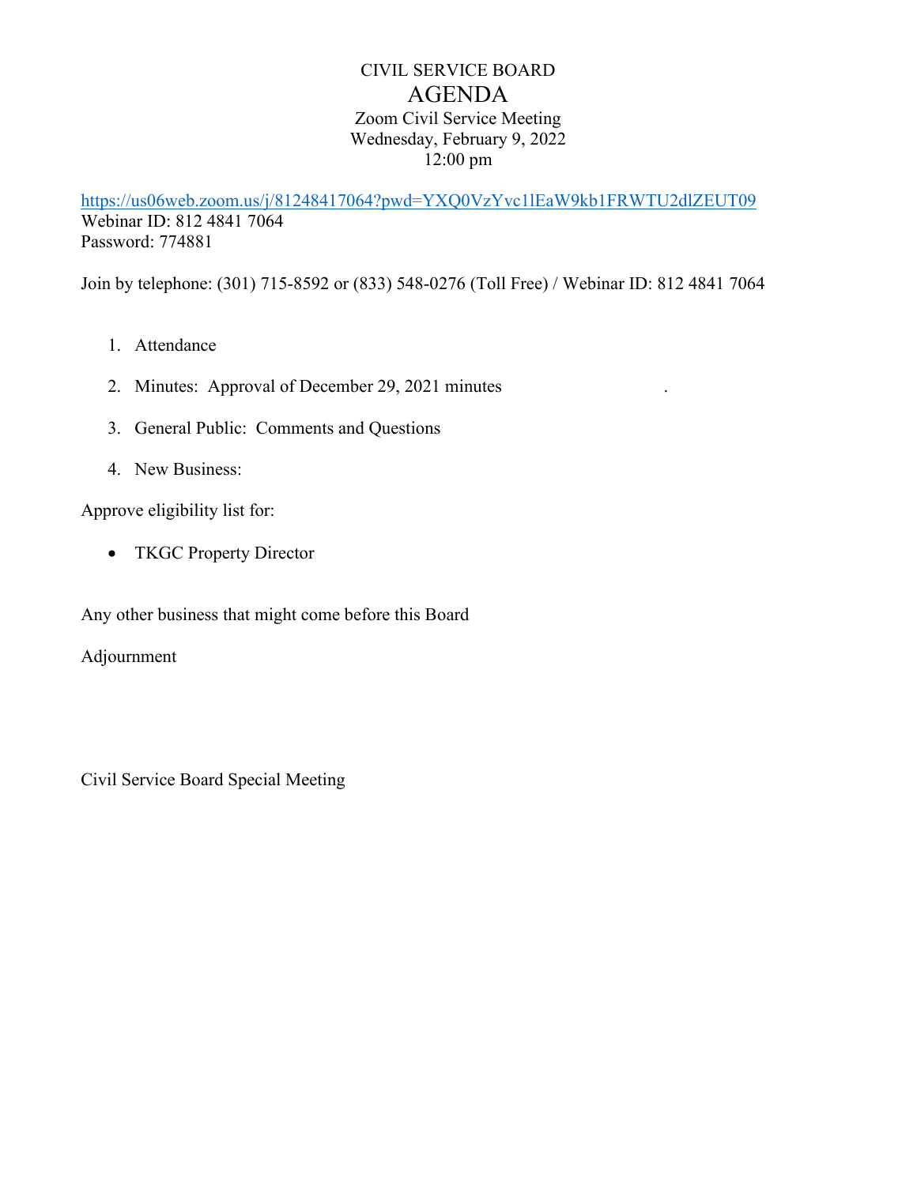# CIVIL SERVICE BOARD

# AGENDA

Zoom Civil Service Meeting
Wednesday, February 9, 2022
12:00 pm

https://us06web.zoom.us/j/81248417064?pwd=YXQ0VzYvc1lEaW9kb1FRWTU2dlZEUT09
Webinar ID: 812 4841 7064
Password: 774881

Join by telephone: (301) 715-8592 or (833) 548-0276 (Toll Free) / Webinar ID: 812 4841 7064

1. Attendance

2. Minutes: Approval of December 29, 2021 minutes .

3. General Public: Comments and Questions

4. New Business:

Approve eligibility list for:

- TKGC Property Director

Any other business that might come before this Board

Adjournment

Civil Service Board Special Meeting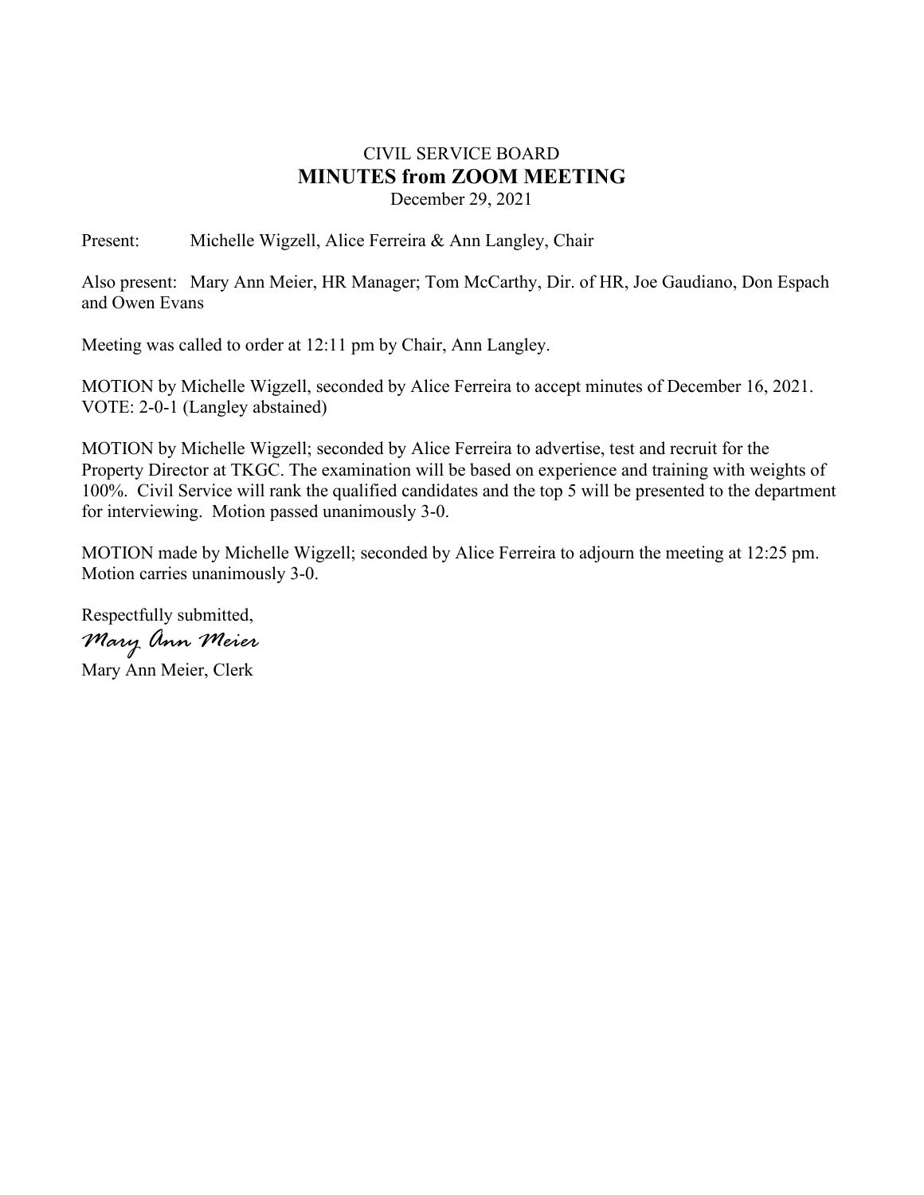CIVIL SERVICE BOARD

**MINUTES from ZOOM MEETING**

December 29, 2021

Present: Michelle Wigzell, Alice Ferreira & Ann Langley, Chair

Also present: Mary Ann Meier, HR Manager; Tom McCarthy, Dir. of HR, Joe Gaudiano, Don Espach and Owen Evans

Meeting was called to order at 12:11 pm by Chair, Ann Langley.

MOTION by Michelle Wigzell, seconded by Alice Ferreira to accept minutes of December 16, 2021. VOTE: 2-0-1 (Langley abstained)

MOTION by Michelle Wigzell; seconded by Alice Ferreira to advertise, test and recruit for the Property Director at TKGC. The examination will be based on experience and training with weights of 100%. Civil Service will rank the qualified candidates and the top 5 will be presented to the department for interviewing. Motion passed unanimously 3-0.

MOTION made by Michelle Wigzell; seconded by Alice Ferreira to adjourn the meeting at 12:25 pm. Motion carries unanimously 3-0.

Respectfully submitted,

*Mary Ann Meier*

Mary Ann Meier, Clerk